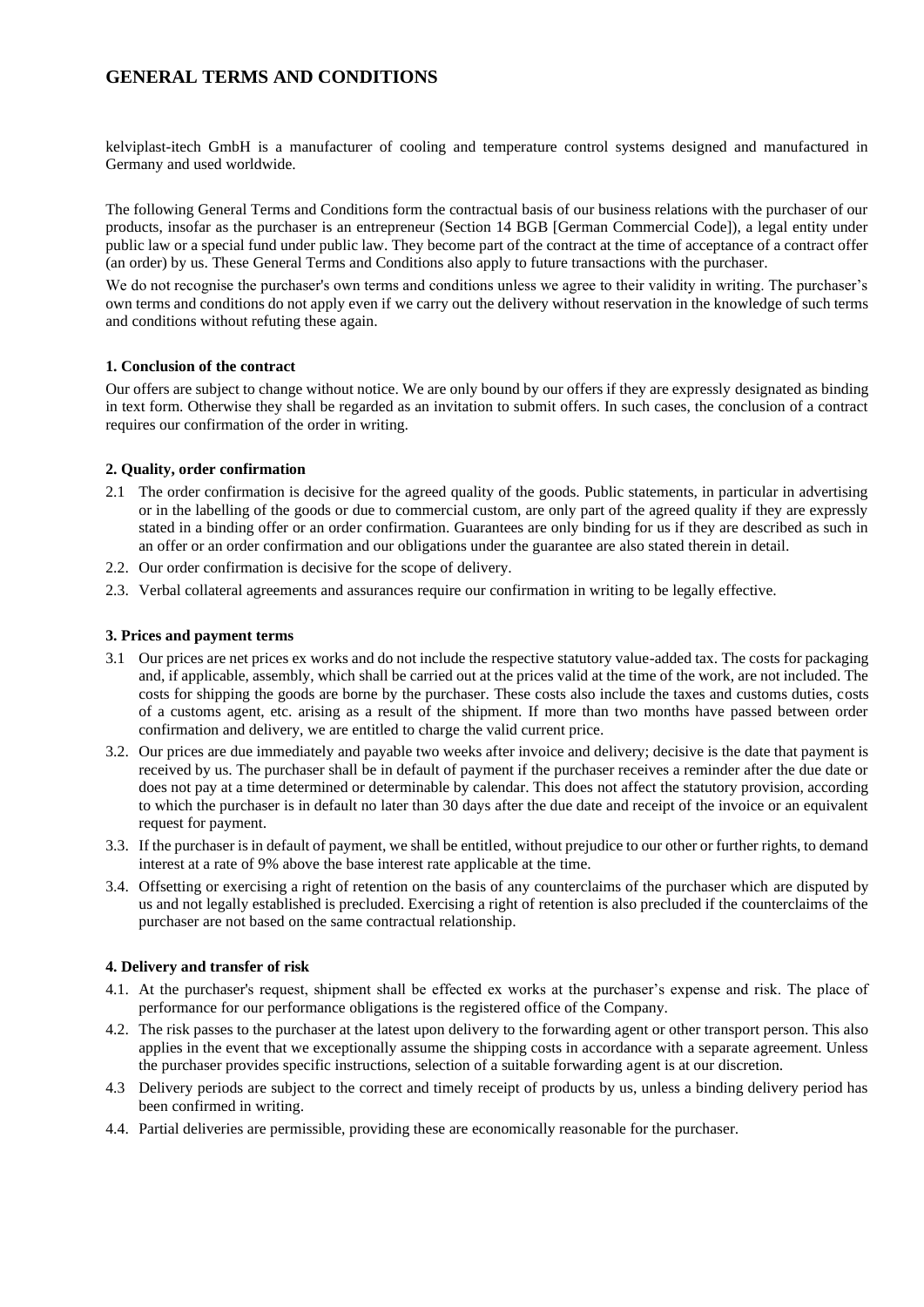# GENERAL TERMS AND CONDITIONS

kelviplast-itech GmbH is a manufacturer of cooling and temperature control systems designed and manufactured in Germany and used worldwide.

The following General Terms and Conditions form the contractual basis of our business relations with the purchaser of our products, insofar as the purchaser is an entrepreneur (Section 14 BGB [German Commercial Code]), a legal entity under public law or a special fund under public law. They become part of the contract at the time of acceptance of a contract offer (an order) by us. These General Terms and Conditions also apply to future transactions with the purchaser.

We do not recognise the purchaser's own terms and conditions unless we agree to their validity in writing. The purchaser's own terms and conditions do not apply even if we carry out the delivery without reservation in the knowledge of such terms and conditions without refuting these again.

### 1. Conclusion of the contract

Our offers are subject to change without notice. We are only bound by our offers if they are expressly designated as binding in text form. Otherwise they shall be regarded as an invitation to submit offers. In such cases, the conclusion of a contract requires our confirmation of the order in writing.

### 2. Quality, order confirmation

2.1 The order confirmation is decisive for the agreed quality of the goods. Public statements, in particular in advertising or in the labelling of the goods or due to commercial custom, are only part of the agreed quality if they are expressly stated in a binding offer or an order confirmation. Guarantees are only binding for us if they are described as such in an offer or an order confirmation and our obligations under the guarantee are also stated therein in detail.

2.2. Our order confirmation is decisive for the scope of delivery.

2.3. Verbal collateral agreements and assurances require our confirmation in writing to be legally effective.

### 3. Prices and payment terms

3.1 Our prices are net prices ex works and do not include the respective statutory value-added tax. The costs for packaging and, if applicable, assembly, which shall be carried out at the prices valid at the time of the work, are not included. The costs for shipping the goods are borne by the purchaser. These costs also include the taxes and customs duties, costs of a customs agent, etc. arising as a result of the shipment. If more than two months have passed between order confirmation and delivery, we are entitled to charge the valid current price.

3.2. Our prices are due immediately and payable two weeks after invoice and delivery; decisive is the date that payment is received by us. The purchaser shall be in default of payment if the purchaser receives a reminder after the due date or does not pay at a time determined or determinable by calendar. This does not affect the statutory provision, according to which the purchaser is in default no later than 30 days after the due date and receipt of the invoice or an equivalent request for payment.

3.3. If the purchaser is in default of payment, we shall be entitled, without prejudice to our other or further rights, to demand interest at a rate of 9% above the base interest rate applicable at the time.

3.4. Offsetting or exercising a right of retention on the basis of any counterclaims of the purchaser which are disputed by us and not legally established is precluded. Exercising a right of retention is also precluded if the counterclaims of the purchaser are not based on the same contractual relationship.

### 4. Delivery and transfer of risk

4.1. At the purchaser's request, shipment shall be effected ex works at the purchaser's expense and risk. The place of performance for our performance obligations is the registered office of the Company.

4.2. The risk passes to the purchaser at the latest upon delivery to the forwarding agent or other transport person. This also applies in the event that we exceptionally assume the shipping costs in accordance with a separate agreement. Unless the purchaser provides specific instructions, selection of a suitable forwarding agent is at our discretion.

4.3 Delivery periods are subject to the correct and timely receipt of products by us, unless a binding delivery period has been confirmed in writing.

4.4. Partial deliveries are permissible, providing these are economically reasonable for the purchaser.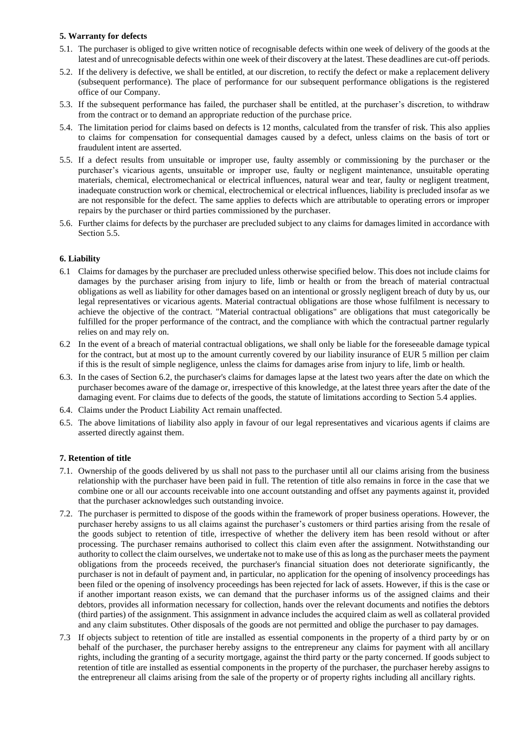**5. Warranty for defects**

5.1. The purchaser is obliged to give written notice of recognisable defects within one week of delivery of the goods at the latest and of unrecognisable defects within one week of their discovery at the latest. These deadlines are cut-off periods.

5.2. If the delivery is defective, we shall be entitled, at our discretion, to rectify the defect or make a replacement delivery (subsequent performance). The place of performance for our subsequent performance obligations is the registered office of our Company.

5.3. If the subsequent performance has failed, the purchaser shall be entitled, at the purchaser's discretion, to withdraw from the contract or to demand an appropriate reduction of the purchase price.

5.4. The limitation period for claims based on defects is 12 months, calculated from the transfer of risk. This also applies to claims for compensation for consequential damages caused by a defect, unless claims on the basis of tort or fraudulent intent are asserted.

5.5. If a defect results from unsuitable or improper use, faulty assembly or commissioning by the purchaser or the purchaser's vicarious agents, unsuitable or improper use, faulty or negligent maintenance, unsuitable operating materials, chemical, electromechanical or electrical influences, natural wear and tear, faulty or negligent treatment, inadequate construction work or chemical, electrochemical or electrical influences, liability is precluded insofar as we are not responsible for the defect. The same applies to defects which are attributable to operating errors or improper repairs by the purchaser or third parties commissioned by the purchaser.

5.6. Further claims for defects by the purchaser are precluded subject to any claims for damages limited in accordance with Section 5.5.

**6. Liability**

6.1 Claims for damages by the purchaser are precluded unless otherwise specified below. This does not include claims for damages by the purchaser arising from injury to life, limb or health or from the breach of material contractual obligations as well as liability for other damages based on an intentional or grossly negligent breach of duty by us, our legal representatives or vicarious agents. Material contractual obligations are those whose fulfilment is necessary to achieve the objective of the contract. "Material contractual obligations" are obligations that must categorically be fulfilled for the proper performance of the contract, and the compliance with which the contractual partner regularly relies on and may rely on.

6.2 In the event of a breach of material contractual obligations, we shall only be liable for the foreseeable damage typical for the contract, but at most up to the amount currently covered by our liability insurance of EUR 5 million per claim if this is the result of simple negligence, unless the claims for damages arise from injury to life, limb or health.

6.3. In the cases of Section 6.2, the purchaser's claims for damages lapse at the latest two years after the date on which the purchaser becomes aware of the damage or, irrespective of this knowledge, at the latest three years after the date of the damaging event. For claims due to defects of the goods, the statute of limitations according to Section 5.4 applies.

6.4. Claims under the Product Liability Act remain unaffected.

6.5. The above limitations of liability also apply in favour of our legal representatives and vicarious agents if claims are asserted directly against them.

**7. Retention of title**

7.1. Ownership of the goods delivered by us shall not pass to the purchaser until all our claims arising from the business relationship with the purchaser have been paid in full. The retention of title also remains in force in the case that we combine one or all our accounts receivable into one account outstanding and offset any payments against it, provided that the purchaser acknowledges such outstanding invoice.

7.2. The purchaser is permitted to dispose of the goods within the framework of proper business operations. However, the purchaser hereby assigns to us all claims against the purchaser's customers or third parties arising from the resale of the goods subject to retention of title, irrespective of whether the delivery item has been resold without or after processing. The purchaser remains authorised to collect this claim even after the assignment. Notwithstanding our authority to collect the claim ourselves, we undertake not to make use of this as long as the purchaser meets the payment obligations from the proceeds received, the purchaser's financial situation does not deteriorate significantly, the purchaser is not in default of payment and, in particular, no application for the opening of insolvency proceedings has been filed or the opening of insolvency proceedings has been rejected for lack of assets. However, if this is the case or if another important reason exists, we can demand that the purchaser informs us of the assigned claims and their debtors, provides all information necessary for collection, hands over the relevant documents and notifies the debtors (third parties) of the assignment. This assignment in advance includes the acquired claim as well as collateral provided and any claim substitutes. Other disposals of the goods are not permitted and oblige the purchaser to pay damages.

7.3 If objects subject to retention of title are installed as essential components in the property of a third party by or on behalf of the purchaser, the purchaser hereby assigns to the entrepreneur any claims for payment with all ancillary rights, including the granting of a security mortgage, against the third party or the party concerned. If goods subject to retention of title are installed as essential components in the property of the purchaser, the purchaser hereby assigns to the entrepreneur all claims arising from the sale of the property or of property rights including all ancillary rights.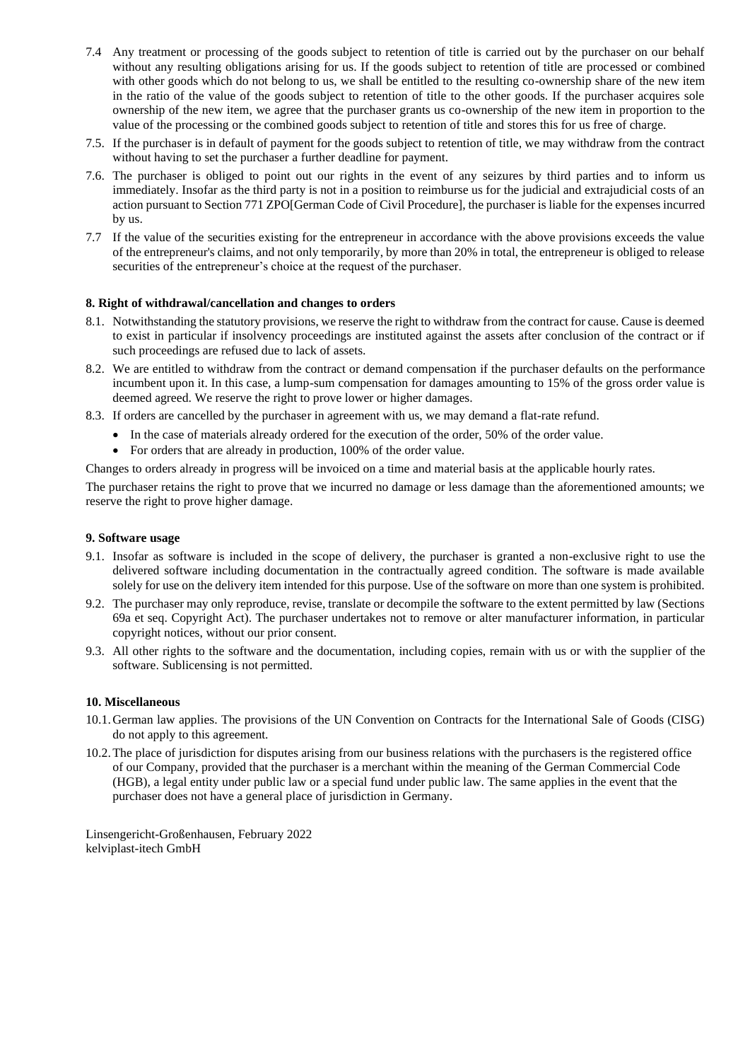7.4 Any treatment or processing of the goods subject to retention of title is carried out by the purchaser on our behalf without any resulting obligations arising for us. If the goods subject to retention of title are processed or combined with other goods which do not belong to us, we shall be entitled to the resulting co-ownership share of the new item in the ratio of the value of the goods subject to retention of title to the other goods. If the purchaser acquires sole ownership of the new item, we agree that the purchaser grants us co-ownership of the new item in proportion to the value of the processing or the combined goods subject to retention of title and stores this for us free of charge.

7.5. If the purchaser is in default of payment for the goods subject to retention of title, we may withdraw from the contract without having to set the purchaser a further deadline for payment.

7.6. The purchaser is obliged to point out our rights in the event of any seizures by third parties and to inform us immediately. Insofar as the third party is not in a position to reimburse us for the judicial and extrajudicial costs of an action pursuant to Section 771 ZPO[German Code of Civil Procedure], the purchaser is liable for the expenses incurred by us.

7.7 If the value of the securities existing for the entrepreneur in accordance with the above provisions exceeds the value of the entrepreneur's claims, and not only temporarily, by more than 20% in total, the entrepreneur is obliged to release securities of the entrepreneur's choice at the request of the purchaser.

**8. Right of withdrawal/cancellation and changes to orders**

8.1. Notwithstanding the statutory provisions, we reserve the right to withdraw from the contract for cause. Cause is deemed to exist in particular if insolvency proceedings are instituted against the assets after conclusion of the contract or if such proceedings are refused due to lack of assets.

8.2. We are entitled to withdraw from the contract or demand compensation if the purchaser defaults on the performance incumbent upon it. In this case, a lump-sum compensation for damages amounting to 15% of the gross order value is deemed agreed. We reserve the right to prove lower or higher damages.

8.3. If orders are cancelled by the purchaser in agreement with us, we may demand a flat-rate refund.

- In the case of materials already ordered for the execution of the order, 50% of the order value.
- For orders that are already in production, 100% of the order value.

Changes to orders already in progress will be invoiced on a time and material basis at the applicable hourly rates.

The purchaser retains the right to prove that we incurred no damage or less damage than the aforementioned amounts; we reserve the right to prove higher damage.

**9. Software usage**

9.1. Insofar as software is included in the scope of delivery, the purchaser is granted a non-exclusive right to use the delivered software including documentation in the contractually agreed condition. The software is made available solely for use on the delivery item intended for this purpose. Use of the software on more than one system is prohibited.

9.2. The purchaser may only reproduce, revise, translate or decompile the software to the extent permitted by law (Sections 69a et seq. Copyright Act). The purchaser undertakes not to remove or alter manufacturer information, in particular copyright notices, without our prior consent.

9.3. All other rights to the software and the documentation, including copies, remain with us or with the supplier of the software. Sublicensing is not permitted.

**10. Miscellaneous**

10.1. German law applies. The provisions of the UN Convention on Contracts for the International Sale of Goods (CISG) do not apply to this agreement.

10.2. The place of jurisdiction for disputes arising from our business relations with the purchasers is the registered office of our Company, provided that the purchaser is a merchant within the meaning of the German Commercial Code (HGB), a legal entity under public law or a special fund under public law. The same applies in the event that the purchaser does not have a general place of jurisdiction in Germany.

Linsengericht-Großenhausen, February 2022
kelviplast-itech GmbH